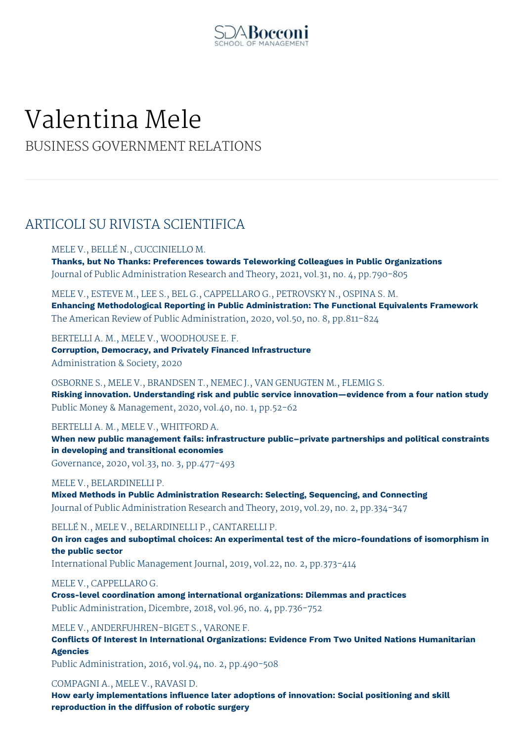# Valentina Mele

BUSINESS GOVERNMENT RELATIONS

## ARTICOLI SU RIVISTA SCIENTIFICA

MELE V., BELLÉ N., CUCCINIELLO M.
**Thanks, but No Thanks: Preferences towards Teleworking Colleagues in Public Organizations**
Journal of Public Administration Research and Theory, 2021, vol.31, no. 4, pp.790-805

MELE V., ESTEVE M., LEE S., BEL G., CAPPELLARO G., PETROVSKY N., OSPINA S. M.
**Enhancing Methodological Reporting in Public Administration: The Functional Equivalents Framework**
The American Review of Public Administration, 2020, vol.50, no. 8, pp.811-824

BERTELLI A. M., MELE V., WOODHOUSE E. F.
**Corruption, Democracy, and Privately Financed Infrastructure**
Administration & Society, 2020

OSBORNE S., MELE V., BRANDSEN T., NEMEC J., VAN GENUGTEN M., FLEMIG S.
**Risking innovation. Understanding risk and public service innovation—evidence from a four nation study**
Public Money & Management, 2020, vol.40, no. 1, pp.52-62

BERTELLI A. M., MELE V., WHITFORD A.
**When new public management fails: infrastructure public–private partnerships and political constraints in developing and transitional economies**
Governance, 2020, vol.33, no. 3, pp.477-493

MELE V., BELARDINELLI P.
**Mixed Methods in Public Administration Research: Selecting, Sequencing, and Connecting**
Journal of Public Administration Research and Theory, 2019, vol.29, no. 2, pp.334-347

BELLÉ N., MELE V., BELARDINELLI P., CANTARELLI P.
**On iron cages and suboptimal choices: An experimental test of the micro-foundations of isomorphism in the public sector**
International Public Management Journal, 2019, vol.22, no. 2, pp.373-414

MELE V., CAPPELLARO G.
**Cross-level coordination among international organizations: Dilemmas and practices**
Public Administration, Dicembre, 2018, vol.96, no. 4, pp.736-752

MELE V., ANDERFUHREN-BIGET S., VARONE F.
**Conflicts Of Interest In International Organizations: Evidence From Two United Nations Humanitarian Agencies**
Public Administration, 2016, vol.94, no. 2, pp.490-508

COMPAGNI A., MELE V., RAVASI D.
**How early implementations influence later adoptions of innovation: Social positioning and skill reproduction in the diffusion of robotic surgery**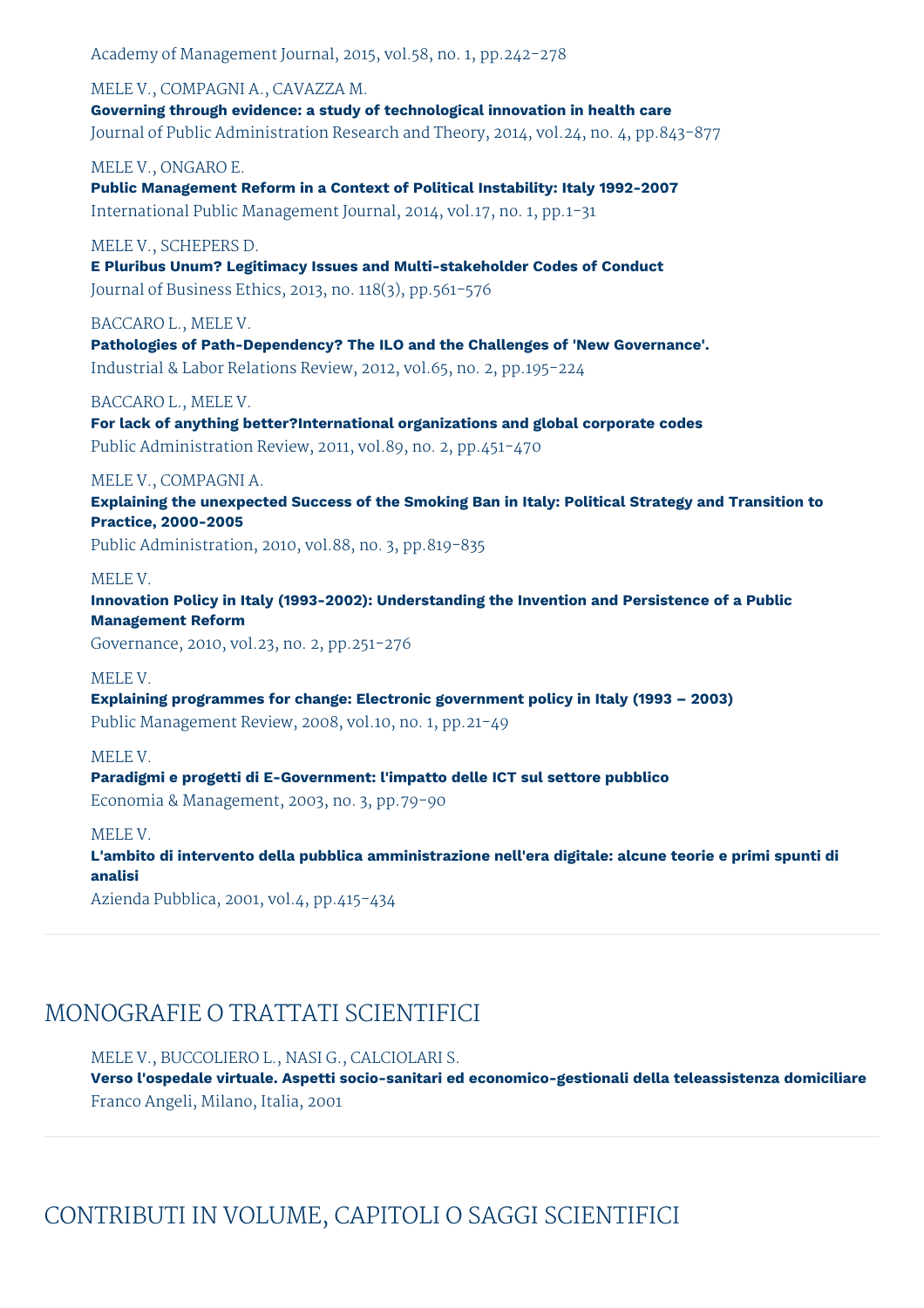Academy of Management Journal, 2015, vol.58, no. 1, pp.242-278

MELE V., COMPAGNI A., CAVAZZA M.
**Governing through evidence: a study of technological innovation in health care**
Journal of Public Administration Research and Theory, 2014, vol.24, no. 4, pp.843-877

MELE V., ONGARO E.
**Public Management Reform in a Context of Political Instability: Italy 1992-2007**
International Public Management Journal, 2014, vol.17, no. 1, pp.1-31

MELE V., SCHEPERS D.
**E Pluribus Unum? Legitimacy Issues and Multi-stakeholder Codes of Conduct**
Journal of Business Ethics, 2013, no. 118(3), pp.561-576

BACCARO L., MELE V.
**Pathologies of Path-Dependency? The ILO and the Challenges of 'New Governance'.**
Industrial & Labor Relations Review, 2012, vol.65, no. 2, pp.195-224

BACCARO L., MELE V.
**For lack of anything better?International organizations and global corporate codes**
Public Administration Review, 2011, vol.89, no. 2, pp.451-470

MELE V., COMPAGNI A.
**Explaining the unexpected Success of the Smoking Ban in Italy: Political Strategy and Transition to Practice, 2000-2005**
Public Administration, 2010, vol.88, no. 3, pp.819-835

MELE V.
**Innovation Policy in Italy (1993-2002): Understanding the Invention and Persistence of a Public Management Reform**
Governance, 2010, vol.23, no. 2, pp.251-276

MELE V.
**Explaining programmes for change: Electronic government policy in Italy (1993 – 2003)**
Public Management Review, 2008, vol.10, no. 1, pp.21-49

MELE V.
**Paradigmi e progetti di E-Government: l'impatto delle ICT sul settore pubblico**
Economia & Management, 2003, no. 3, pp.79-90

MELE V.
**L'ambito di intervento della pubblica amministrazione nell'era digitale: alcune teorie e primi spunti di analisi**
Azienda Pubblica, 2001, vol.4, pp.415-434

## MONOGRAFIE O TRATTATI SCIENTIFICI

MELE V., BUCCOLIERO L., NASI G., CALCIOLARI S.
**Verso l'ospedale virtuale. Aspetti socio-sanitari ed economico-gestionali della teleassistenza domiciliare**
Franco Angeli, Milano, Italia, 2001

## CONTRIBUTI IN VOLUME, CAPITOLI O SAGGI SCIENTIFICI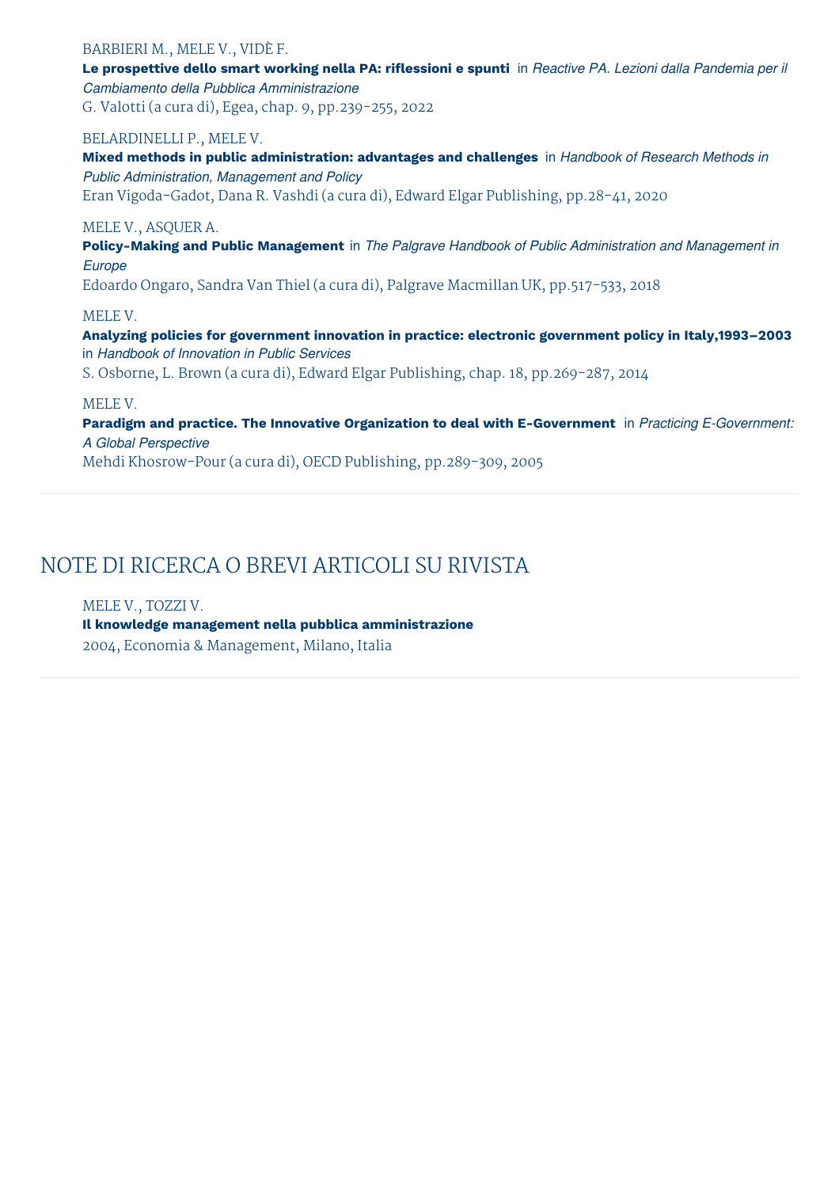BARBIERI M., MELE V., VIDÈ F.
**Le prospettive dello smart working nella PA: riflessioni e spunti** in *Reactive PA. Lezioni dalla Pandemia per il Cambiamento della Pubblica Amministrazione*
G. Valotti (a cura di), Egea, chap. 9, pp.239-255, 2022

BELARDINELLI P., MELE V.
**Mixed methods in public administration: advantages and challenges** in *Handbook of Research Methods in Public Administration, Management and Policy*
Eran Vigoda-Gadot, Dana R. Vashdi (a cura di), Edward Elgar Publishing, pp.28-41, 2020

MELE V., ASQUER A.
**Policy-Making and Public Management** in *The Palgrave Handbook of Public Administration and Management in Europe*
Edoardo Ongaro, Sandra Van Thiel (a cura di), Palgrave Macmillan UK, pp.517-533, 2018

MELE V.
**Analyzing policies for government innovation in practice: electronic government policy in Italy,1993–2003** in *Handbook of Innovation in Public Services*
S. Osborne, L. Brown (a cura di), Edward Elgar Publishing, chap. 18, pp.269-287, 2014

MELE V.
**Paradigm and practice. The Innovative Organization to deal with E-Government** in *Practicing E-Government: A Global Perspective*
Mehdi Khosrow-Pour (a cura di), OECD Publishing, pp.289-309, 2005

## NOTE DI RICERCA O BREVI ARTICOLI SU RIVISTA

MELE V., TOZZI V.
**Il knowledge management nella pubblica amministrazione**
2004, Economia & Management, Milano, Italia